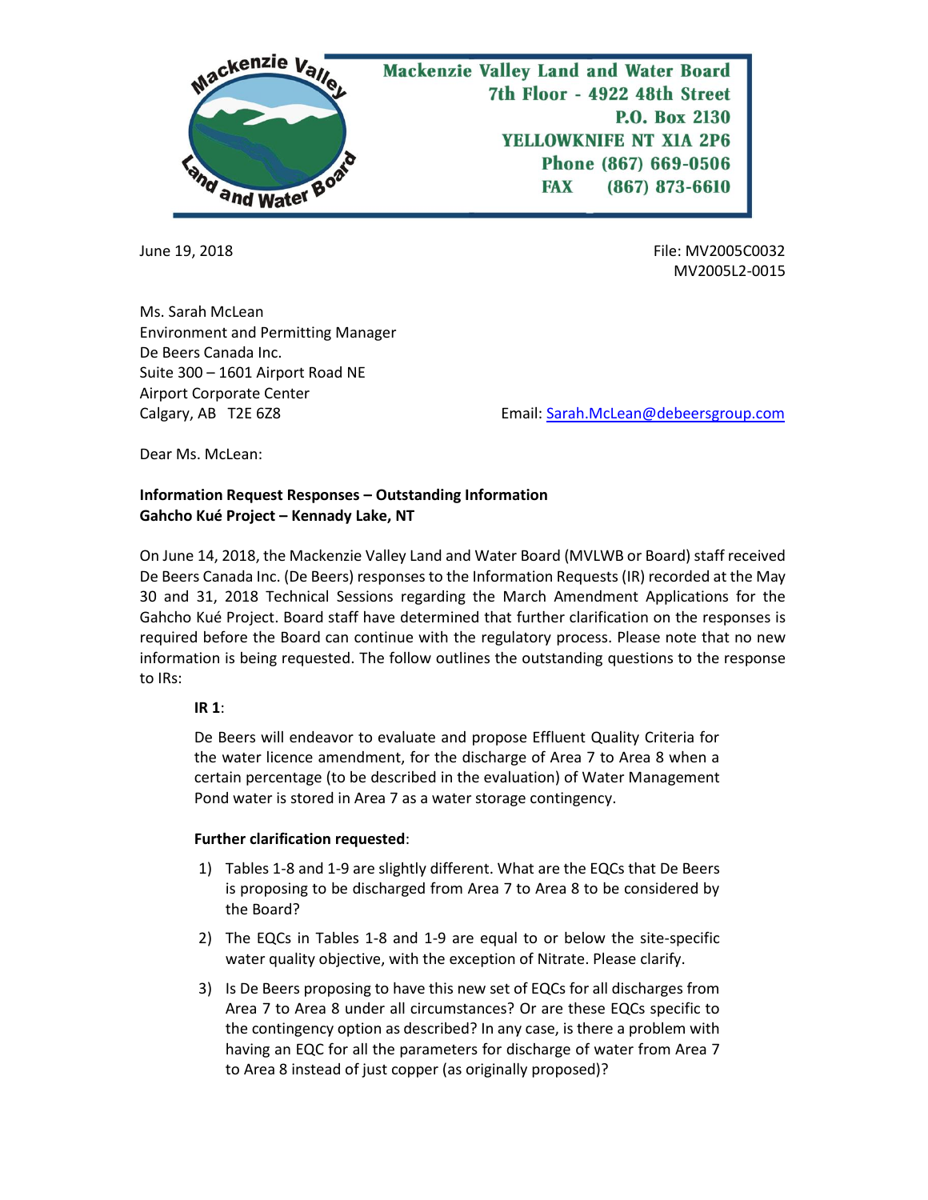**Mackenzie Valley Land and Water Board**
**7th Floor - 4922 48th Street**
**P.O. Box 2130**
**YELLOWKNIFE NT X1A 2P6**
**Phone (867) 669-0506**
**FAX (867) 873-6610**

June 19, 2018

File: MV2005C0032
MV2005L2-0015

Ms. Sarah McLean
Environment and Permitting Manager
De Beers Canada Inc.
Suite 300 – 1601 Airport Road NE
Airport Corporate Center
Calgary, AB T2E 6Z8

Email: Sarah.McLean@debeersgroup.com

Dear Ms. McLean:

**Information Request Responses – Outstanding Information**
**Gahcho Kué Project – Kennady Lake, NT**

On June 14, 2018, the Mackenzie Valley Land and Water Board (MVLWB or Board) staff received De Beers Canada Inc. (De Beers) responses to the Information Requests (IR) recorded at the May 30 and 31, 2018 Technical Sessions regarding the March Amendment Applications for the Gahcho Kué Project. Board staff have determined that further clarification on the responses is required before the Board can continue with the regulatory process. Please note that no new information is being requested. The follow outlines the outstanding questions to the response to IRs:

**IR 1**:

De Beers will endeavor to evaluate and propose Effluent Quality Criteria for the water licence amendment, for the discharge of Area 7 to Area 8 when a certain percentage (to be described in the evaluation) of Water Management Pond water is stored in Area 7 as a water storage contingency.

**Further clarification requested**:

1) Tables 1-8 and 1-9 are slightly different. What are the EQCs that De Beers is proposing to be discharged from Area 7 to Area 8 to be considered by the Board?
2) The EQCs in Tables 1-8 and 1-9 are equal to or below the site-specific water quality objective, with the exception of Nitrate. Please clarify.
3) Is De Beers proposing to have this new set of EQCs for all discharges from Area 7 to Area 8 under all circumstances? Or are these EQCs specific to the contingency option as described? In any case, is there a problem with having an EQC for all the parameters for discharge of water from Area 7 to Area 8 instead of just copper (as originally proposed)?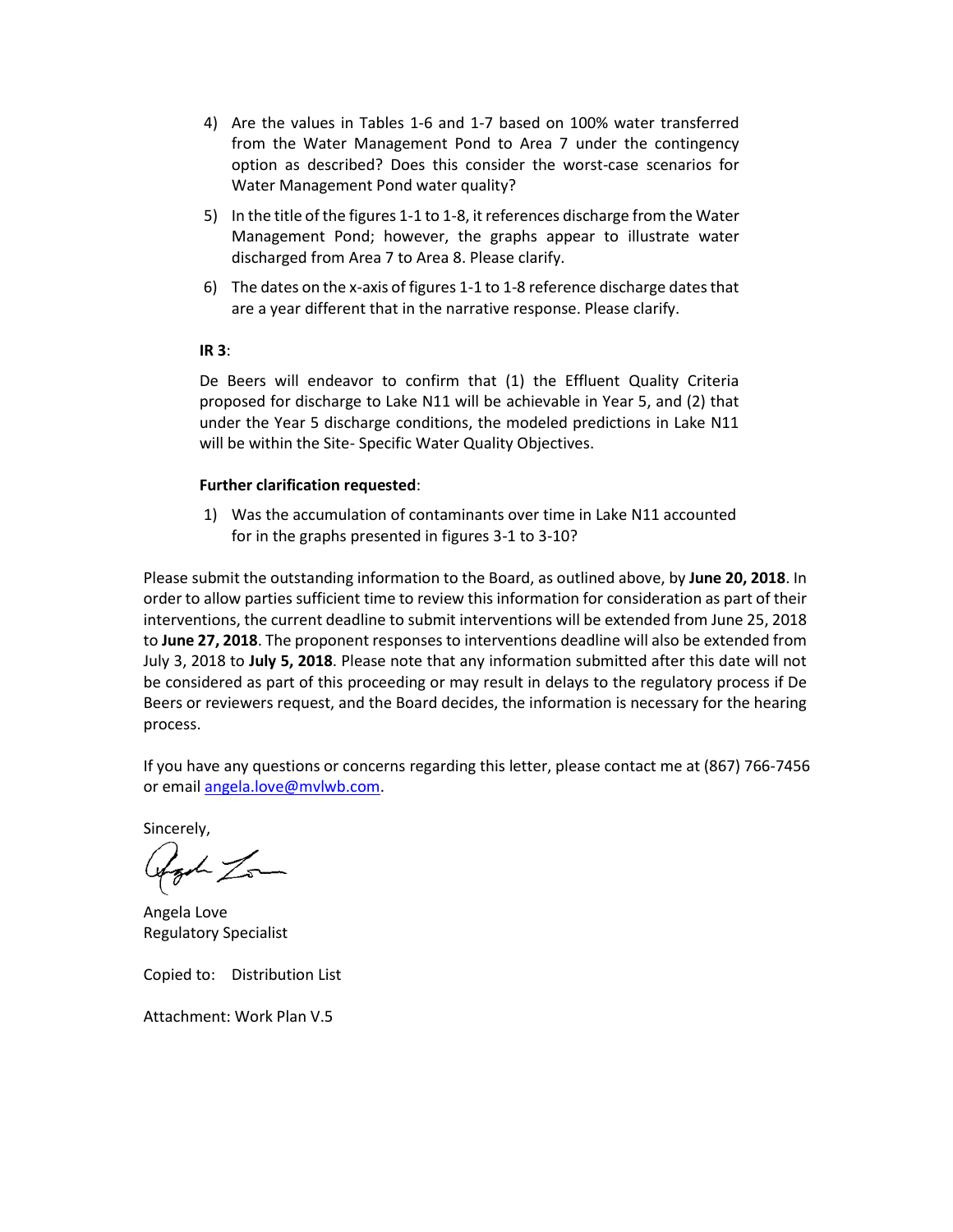4) Are the values in Tables 1-6 and 1-7 based on 100% water transferred from the Water Management Pond to Area 7 under the contingency option as described? Does this consider the worst-case scenarios for Water Management Pond water quality?

5) In the title of the figures 1-1 to 1-8, it references discharge from the Water Management Pond; however, the graphs appear to illustrate water discharged from Area 7 to Area 8. Please clarify.

6) The dates on the x-axis of figures 1-1 to 1-8 reference discharge dates that are a year different that in the narrative response. Please clarify.

**IR 3**:

De Beers will endeavor to confirm that (1) the Effluent Quality Criteria proposed for discharge to Lake N11 will be achievable in Year 5, and (2) that under the Year 5 discharge conditions, the modeled predictions in Lake N11 will be within the Site- Specific Water Quality Objectives.

**Further clarification requested**:

1) Was the accumulation of contaminants over time in Lake N11 accounted for in the graphs presented in figures 3-1 to 3-10?

Please submit the outstanding information to the Board, as outlined above, by **June 20, 2018**. In order to allow parties sufficient time to review this information for consideration as part of their interventions, the current deadline to submit interventions will be extended from June 25, 2018 to **June 27, 2018**. The proponent responses to interventions deadline will also be extended from July 3, 2018 to **July 5, 2018**. Please note that any information submitted after this date will not be considered as part of this proceeding or may result in delays to the regulatory process if De Beers or reviewers request, and the Board decides, the information is necessary for the hearing process.

If you have any questions or concerns regarding this letter, please contact me at (867) 766-7456 or email angela.love@mvlwb.com.

Sincerely,

Angela Love
Regulatory Specialist

Copied to: Distribution List

Attachment: Work Plan V.5